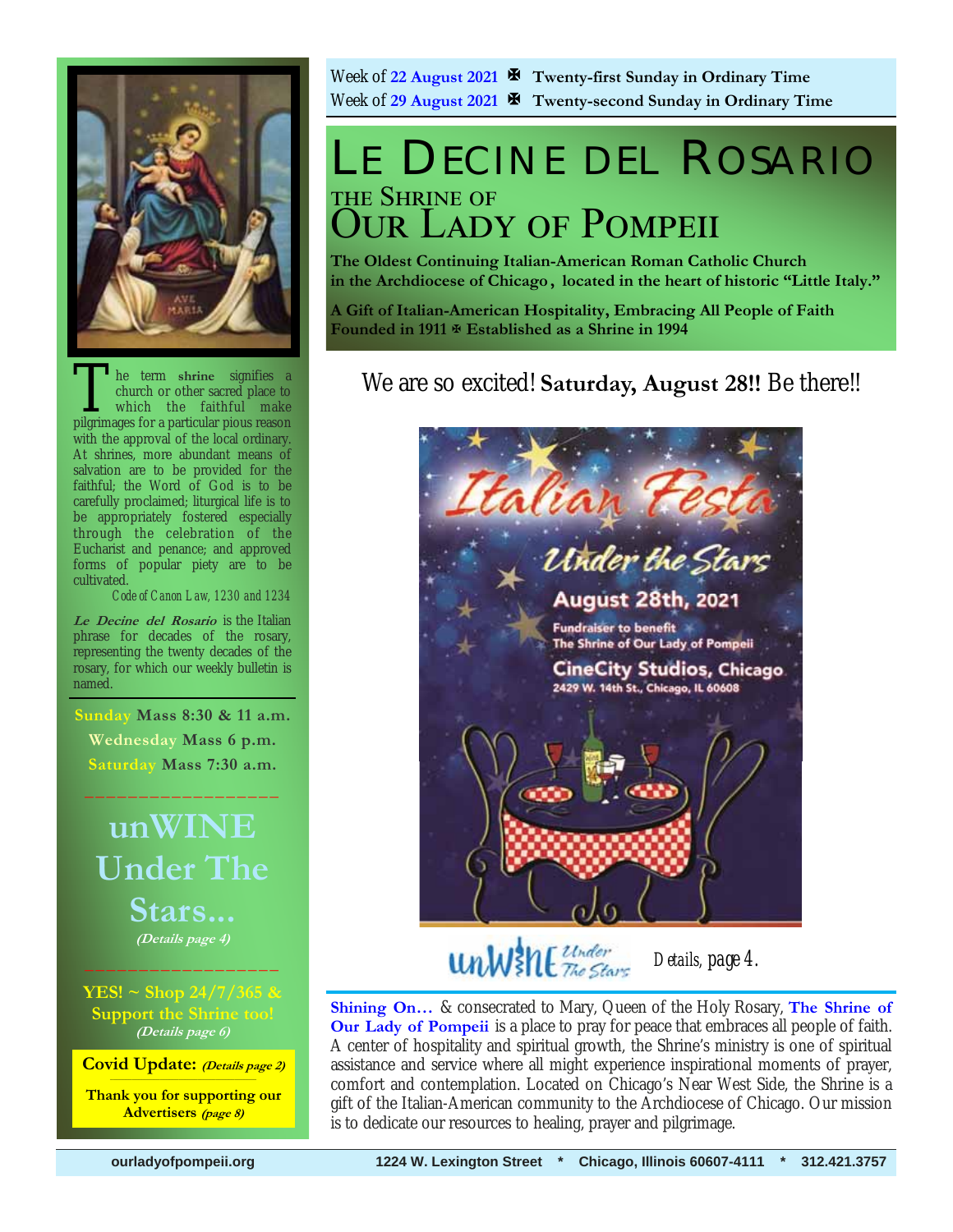Week of **22 August 2021** ✠ **Twenty-first Sunday in Ordinary Time**
Week of **29 August 2021** ✠ **Twenty-second Sunday in Ordinary Time**

# LE DECINE DEL ROSARIO

## THE SHRINE OF OUR LADY OF POMPEII

**The Oldest Continuing Italian-American Roman Catholic Church in the Archdiocese of Chicago, located in the heart of historic "Little Italy."**

**A Gift of Italian-American Hospitality, Embracing All People of Faith**
**Founded in 1911 ✠ Established as a Shrine in 1994**

We are so excited! **Saturday, August 28!!** Be there!!

Italian Festa Under the Stars
August 28th, 2021
Fundraiser to benefit The Shrine of Our Lady of Pompeii
CineCity Studios, Chicago
2429 W. 14th St., Chicago, IL 60608

unWINE Under The Stars — Details, page 4.

**Shining On…** & consecrated to Mary, Queen of the Holy Rosary, **The Shrine of Our Lady of Pompeii** is a place to pray for peace that embraces all people of faith. A center of hospitality and spiritual growth, the Shrine's ministry is one of spiritual assistance and service where all might experience inspirational moments of prayer, comfort and contemplation. Located on Chicago's Near West Side, the Shrine is a gift of the Italian-American community to the Archdiocese of Chicago. Our mission is to dedicate our resources to healing, prayer and pilgrimage.

---

The term **shrine** signifies a church or other sacred place to which the faithful make pilgrimages for a particular pious reason with the approval of the local ordinary. At shrines, more abundant means of salvation are to be provided for the faithful; the Word of God is to be carefully proclaimed; liturgical life is to be appropriately fostered especially through the celebration of the Eucharist and penance; and approved forms of popular piety are to be cultivated.

*Code of Canon Law, 1230 and 1234*

***Le Decine del Rosario*** is the Italian phrase for decades of the rosary, representing the twenty decades of the rosary, for which our weekly bulletin is named.

**Sunday Mass 8:30 & 11 a.m.**
**Wednesday Mass 6 p.m.**
**Saturday Mass 7:30 a.m.**

## unWINE Under The Stars...

***(Details page 4)***

**YES! ~ Shop 24/7/365 & Support the Shrine too!**
***(Details page 6)***

**Covid Update:** ***(Details page 2)***

**Thank you for supporting our Advertisers** ***(page 8)***

ourladyofpompeii.org | 1224 W. Lexington Street * Chicago, Illinois 60607-4111 * 312.421.3757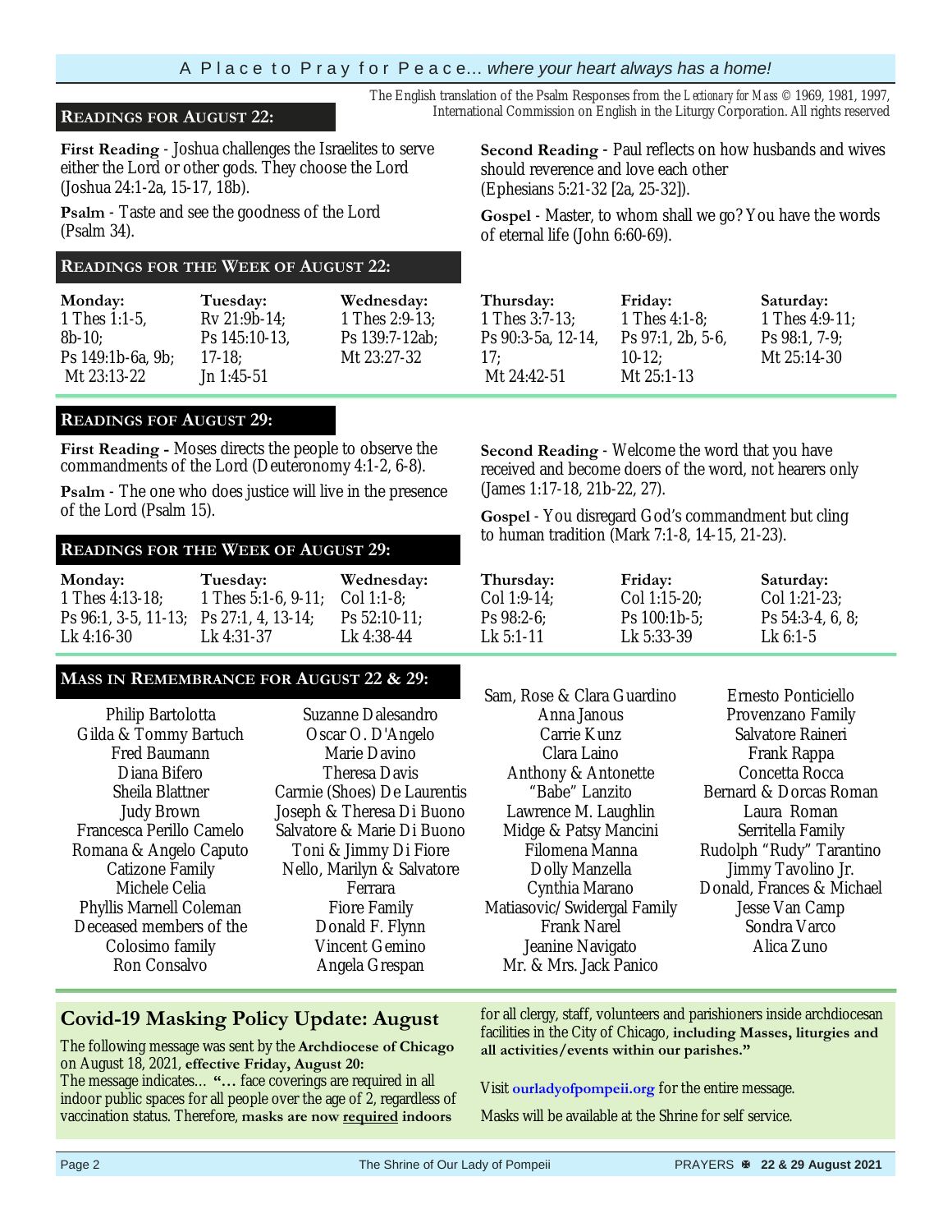A Place to Pray for Peace... *where your heart always has a home!*

The English translation of the Psalm Responses from the *Lectionary for Mass* © 1969, 1981, 1997, International Commission on English in the Liturgy Corporation. All rights reserved

## Readings for August 22:

**First Reading** - Joshua challenges the Israelites to serve either the Lord or other gods. They choose the Lord (Joshua 24:1-2a, 15-17, 18b).

**Psalm** - Taste and see the goodness of the Lord (Psalm 34).

**Second Reading** - Paul reflects on how husbands and wives should reverence and love each other (Ephesians 5:21-32 [2a, 25-32]).

**Gospel** - Master, to whom shall we go? You have the words of eternal life (John 6:60-69).

## Readings for the Week of August 22:

| Monday: | Tuesday: | Wednesday: | Thursday: | Friday: | Saturday: |
|---|---|---|---|---|---|
| 1 Thes 1:1-5, 8b-10; Ps 149:1b-6a, 9b; Mt 23:13-22 | Rv 21:9b-14; Ps 145:10-13, 17-18; Jn 1:45-51 | 1 Thes 2:9-13; Ps 139:7-12ab; Mt 23:27-32 | 1 Thes 3:7-13; Ps 90:3-5a, 12-14, 17; Mt 24:42-51 | 1 Thes 4:1-8; Ps 97:1, 2b, 5-6, 10-12; Mt 25:1-13 | 1 Thes 4:9-11; Ps 98:1, 7-9; Mt 25:14-30 |

## Readings fof August 29:

**First Reading -** Moses directs the people to observe the commandments of the Lord (Deuteronomy 4:1-2, 6-8).

**Psalm** - The one who does justice will live in the presence of the Lord (Psalm 15).

**Second Reading** - Welcome the word that you have received and become doers of the word, not hearers only (James 1:17-18, 21b-22, 27).

**Gospel** - You disregard God's commandment but cling to human tradition (Mark 7:1-8, 14-15, 21-23).

## Readings for the Week of August 29:

| Monday: | Tuesday: | Wednesday: | Thursday: | Friday: | Saturday: |
|---|---|---|---|---|---|
| 1 Thes 4:13-18; Ps 96:1, 3-5, 11-13; Lk 4:16-30 | 1 Thes 5:1-6, 9-11; Ps 27:1, 4, 13-14; Lk 4:31-37 | Col 1:1-8; Ps 52:10-11; Lk 4:38-44 | Col 1:9-14; Ps 98:2-6; Lk 5:1-11 | Col 1:15-20; Ps 100:1b-5; Lk 5:33-39 | Col 1:21-23; Ps 54:3-4, 6, 8; Lk 6:1-5 |

## Mass in Remembrance for August 22 & 29:

Philip Bartolotta
Gilda & Tommy Bartuch
Fred Baumann
Diana Bifero
Sheila Blattner
Judy Brown
Francesca Perillo Camelo
Romana & Angelo Caputo
Catizone Family
Michele Celia
Phyllis Marnell Coleman
Deceased members of the Colosimo family
Ron Consalvo
Suzanne Dalesandro
Oscar O. D'Angelo
Marie Davino
Theresa Davis
Carmie (Shoes) De Laurentis
Joseph & Theresa Di Buono
Salvatore & Marie Di Buono
Toni & Jimmy Di Fiore
Nello, Marilyn & Salvatore Ferrara
Fiore Family
Donald F. Flynn
Vincent Gemino
Angela Grespan
Sam, Rose & Clara Guardino
Anna Janous
Carrie Kunz
Clara Laino
Anthony & Antonette "Babe" Lanzito
Lawrence M. Laughlin
Midge & Patsy Mancini
Filomena Manna
Dolly Manzella
Cynthia Marano
Matiasovic/Swidergal Family
Frank Narel
Jeanine Navigato
Mr. & Mrs. Jack Panico
Ernesto Ponticiello
Provenzano Family
Salvatore Raineri
Frank Rappa
Concetta Rocca
Bernard & Dorcas Roman
Laura Roman
Serritella Family
Rudolph "Rudy" Tarantino
Jimmy Tavolino Jr.
Donald, Frances & Michael
Jesse Van Camp
Sondra Varco
Alica Zuno

## Covid-19 Masking Policy Update: August

The following message was sent by the **Archdiocese of Chicago** on August 18, 2021, **effective Friday, August 20:**
The message indicates... **"...** face coverings are required in all indoor public spaces for all people over the age of 2, regardless of vaccination status. Therefore, **masks are now required indoors for all clergy, staff, volunteers and parishioners inside archdiocesan facilities in the City of Chicago, including Masses, liturgies and all activities/events within our parishes."**

Visit **ourladyofpompeii.org** for the entire message.

Masks will be available at the Shrine for self service.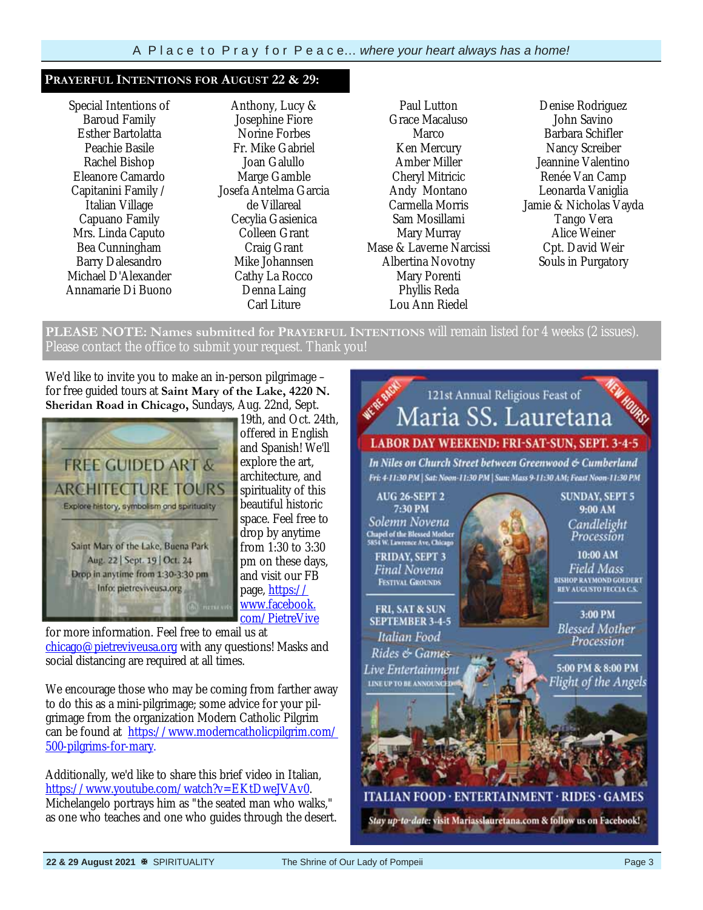## PRAYERFUL INTENTIONS FOR AUGUST 22 & 29:

Special Intentions of Baroud Family
Esther Bartolatta
Peachie Basile
Rachel Bishop
Eleanore Camardo
Capitanini Family / Italian Village
Capuano Family
Mrs. Linda Caputo
Bea Cunningham
Barry Dalesandro
Michael D'Alexander
Annamarie Di Buono
Anthony, Lucy & Josephine Fiore
Norine Forbes
Fr. Mike Gabriel
Joan Galullo
Marge Gamble
Josefa Antelma Garcia de Villareal
Cecylia Gasienica
Colleen Grant
Craig Grant
Mike Johannsen
Cathy La Rocco
Denna Laing
Carl Liture
Paul Lutton
Grace Macaluso
Marco
Ken Mercury
Amber Miller
Cheryl Mitricic
Andy Montano
Carmella Morris
Sam Mosillami
Mary Murray
Mase & Laverne Narcissi
Albertina Novotny
Mary Porenti
Phyllis Reda
Lou Ann Riedel
Denise Rodriguez
John Savino
Barbara Schifler
Nancy Screiber
Jeannine Valentino
Renée Van Camp
Leonarda Vaniglia
Jamie & Nicholas Vayda
Tango Vera
Alice Weiner
Cpt. David Weir
Souls in Purgatory

**PLEASE NOTE: Names submitted for PRAYERFUL INTENTIONS** will remain listed for 4 weeks (2 issues). Please contact the office to submit your request. Thank you!

We'd like to invite you to make an in-person pilgrimage – for free guided tours at **Saint Mary of the Lake, 4220 N. Sheridan Road in Chicago,** Sundays, Aug. 22nd, Sept. 19th, and Oct. 24th, offered in English and Spanish! We'll explore the art, architecture, and spirituality of this beautiful historic space. Feel free to drop by anytime from 1:30 to 3:30 pm on these days, and visit our FB page, https://www.facebook.com/PietreVive for more information. Feel free to email us at chicago@pietreviveusa.org with any questions! Masks and social distancing are required at all times.

FREE GUIDED ART & ARCHITECTURE TOURS
Explore history, symbolism and spirituality
Saint Mary of the Lake, Buena Park
Aug. 22 | Sept. 19 | Oct. 24
Drop in anytime from 1:30-3:30 pm
Info: pietreviveusa.org

We encourage those who may be coming from farther away to do this as a mini-pilgrimage; some advice for your pilgrimage from the organization Modern Catholic Pilgrim can be found at https://www.moderncatholicpilgrim.com/500-pilgrims-for-mary.

Additionally, we'd like to share this brief video in Italian, https://www.youtube.com/watch?v=EKtDweJVAv0. Michelangelo portrays him as "the seated man who walks," as one who teaches and one who guides through the desert.

WE'RE BACK! NEW HOURS!

121st Annual Religious Feast of
# Maria SS. Lauretana

**LABOR DAY WEEKEND: FRI-SAT-SUN, SEPT. 3-4-5**

*In Niles on Church Street between Greenwood & Cumberland*

Fri: 4-11:30 PM | Sat: Noon-11:30 PM | Sun: Mass 9-11:30 AM; Feast Noon-11:30 PM

AUG 26-SEPT 2, 7:30 PM
*Solemn Novena*
Chapel of the Blessed Mother, 5854 W. Lawrence Ave, Chicago

FRIDAY, SEPT 3
*Final Novena*
Festival Grounds

FRI, SAT & SUN SEPTEMBER 3-4-5
*Italian Food*
*Rides & Games*
*Live Entertainment*
LINE UP TO BE ANNOUNCED

SUNDAY, SEPT 5
9:00 AM
*Candlelight Procession*

10:00 AM
*Field Mass*
BISHOP RAYMOND GOEDERT
REV AUGUSTO FECCIA C.S.

3:00 PM
*Blessed Mother Procession*

5:00 PM & 8:00 PM
*Flight of the Angels*

**ITALIAN FOOD · ENTERTAINMENT · RIDES · GAMES**

*Stay up-to-date:* visit Mariasslauretana.com & follow us on Facebook!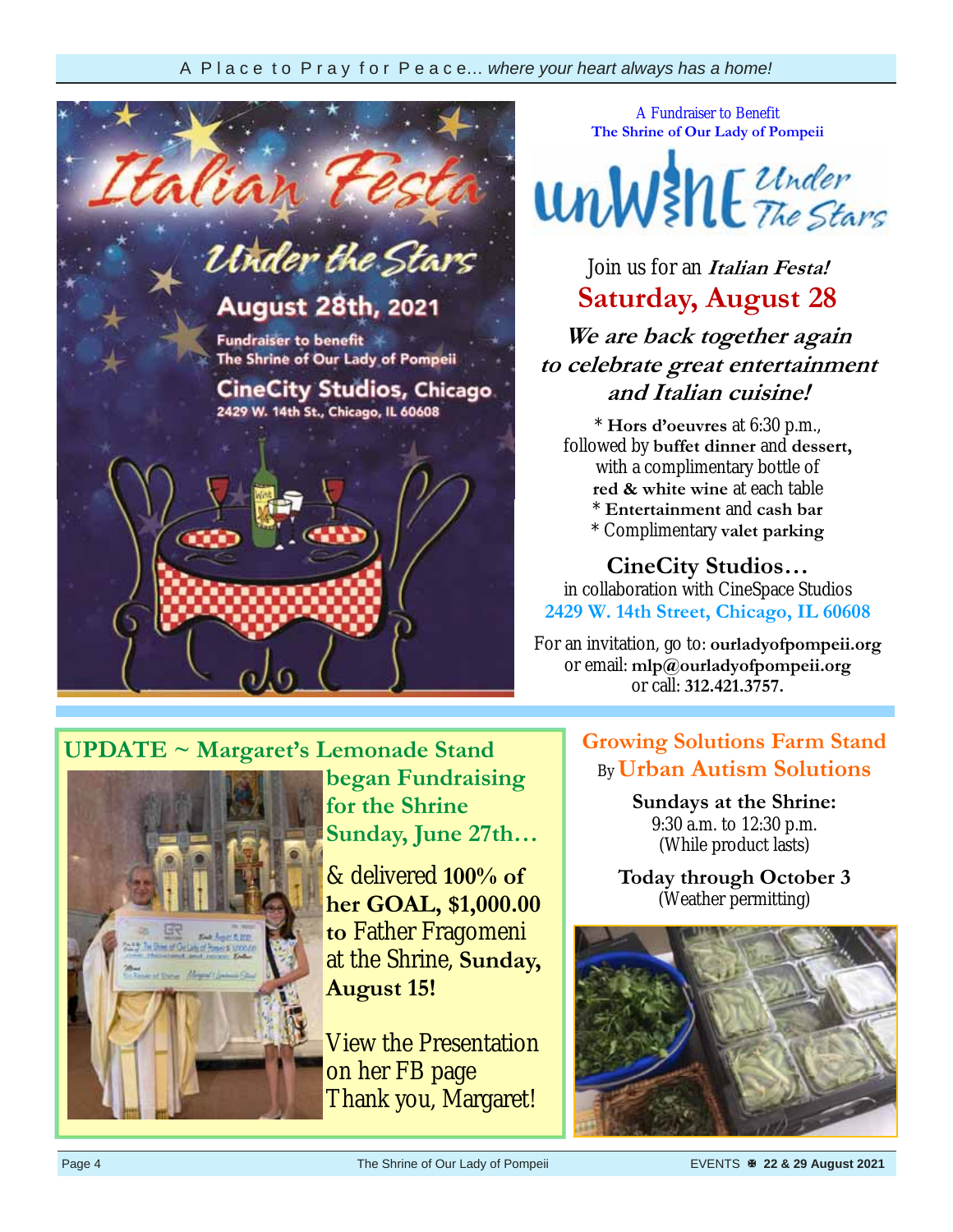# Italian Festa

## Under the Stars

**August 28th, 2021**

Fundraiser to benefit
The Shrine of Our Lady of Pompeii

**CineCity Studios, Chicago**
2429 W. 14th St., Chicago, IL 60608

A Fundraiser to Benefit
**The Shrine of Our Lady of Pompeii**

# unWine Under The Stars

Join us for an ***Italian Festa!***

## Saturday, August 28

***We are back together again to celebrate great entertainment and Italian cuisine!***

\* **Hors d'oeuvres** at 6:30 p.m., followed by **buffet dinner** and **dessert,** with a complimentary bottle of **red & white wine** at each table
\* **Entertainment** and **cash bar**
\* Complimentary **valet parking**

**CineCity Studios…**
in collaboration with CineSpace Studios
**2429 W. 14th Street, Chicago, IL 60608**

For an invitation, go to: **ourladyofpompeii.org**
or email: **mlp@ourladyofpompeii.org**
or call: **312.421.3757.**

## UPDATE ~ Margaret's Lemonade Stand

**began Fundraising for the Shrine Sunday, June 27th…**

& delivered **100% of her GOAL, $1,000.00 to** Father Fragomeni at the Shrine, **Sunday, August 15!**

View the Presentation on her FB page
Thank you, Margaret!

## Growing Solutions Farm Stand

By **Urban Autism Solutions**

**Sundays at the Shrine:**
9:30 a.m. to 12:30 p.m.
(While product lasts)

**Today through October 3**
(Weather permitting)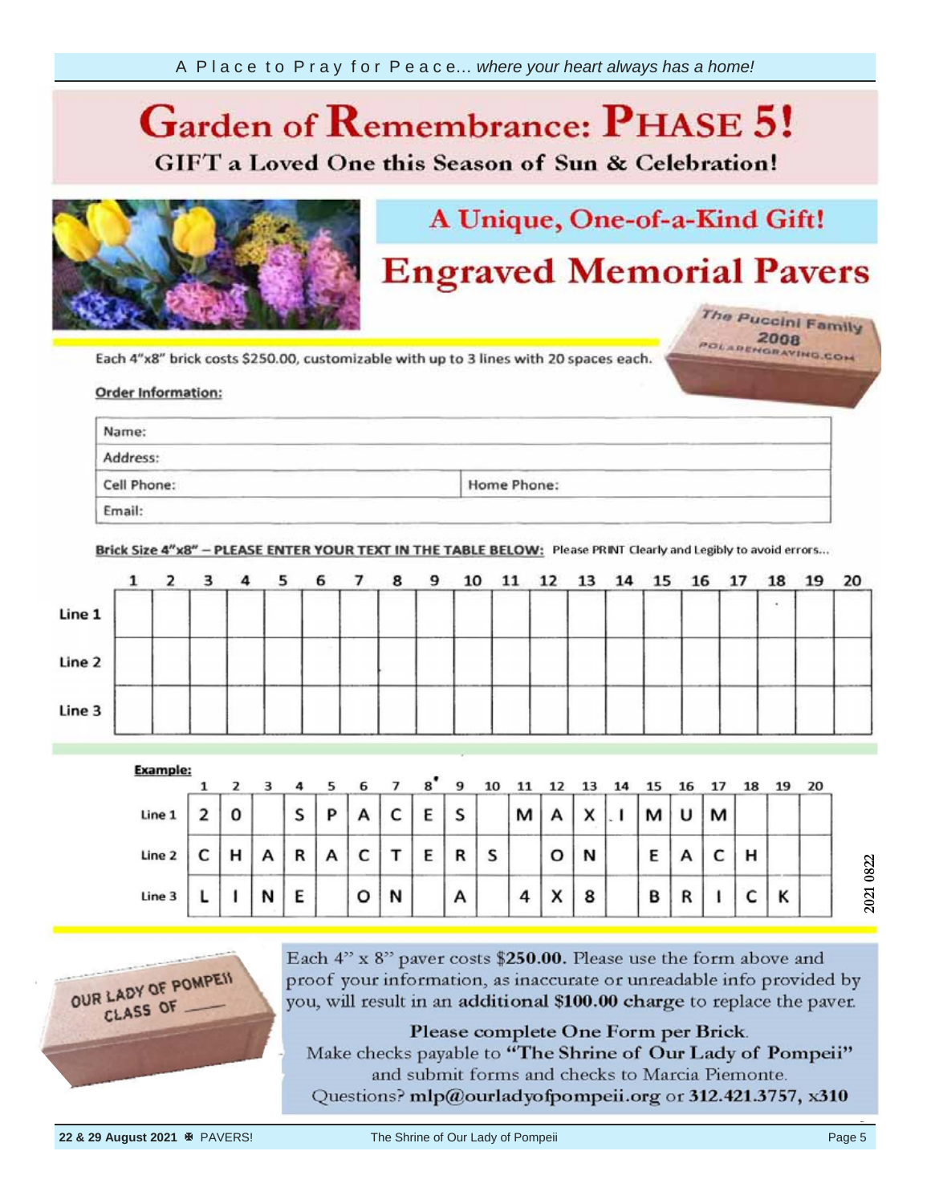A Place to Pray for Peace... *where your heart always has a home!*

# Garden of Remembrance: PHASE 5!

## GIFT a Loved One this Season of Sun & Celebration!

## A Unique, One-of-a-Kind Gift!

# Engraved Memorial Pavers

Each 4"x8" brick costs $250.00, customizable with up to 3 lines with 20 spaces each.

**Order Information:**

| Name: | |
|---|---|
| Address: | |
| Cell Phone: | Home Phone: |
| Email: | |

**Brick Size 4"x8" – PLEASE ENTER YOUR TEXT IN THE TABLE BELOW:** Please PRINT Clearly and Legibly to avoid errors...

| | 1 | 2 | 3 | 4 | 5 | 6 | 7 | 8 | 9 | 10 | 11 | 12 | 13 | 14 | 15 | 16 | 17 | 18 | 19 | 20 |
|---|---|---|---|---|---|---|---|---|---|---|---|---|---|---|---|---|---|---|---|---|
| Line 1 | | | | | | | | | | | | | | | | | | | | |
| Line 2 | | | | | | | | | | | | | | | | | | | | |
| Line 3 | | | | | | | | | | | | | | | | | | | | |

**Example:**

| | 1 | 2 | 3 | 4 | 5 | 6 | 7 | 8 | 9 | 10 | 11 | 12 | 13 | 14 | 15 | 16 | 17 | 18 | 19 | 20 |
|---|---|---|---|---|---|---|---|---|---|---|---|---|---|---|---|---|---|---|---|---|
| Line 1 | 2 | 0 | | S | P | A | C | E | S | | M | A | X | . I | M | U | M | | | |
| Line 2 | C | H | A | R | A | C | T | E | R | S | | O | N | | E | A | C | H | | |
| Line 3 | L | I | N | E | | O | N | | A | | 4 | X | 8 | | B | R | I | C | K | |

2021 0822

Each 4" x 8" paver costs **$250.00.** Please use the form above and proof your information, as inaccurate or unreadable info provided by you, will result in an **additional $100.00 charge** to replace the paver.

**Please complete One Form per Brick.**
Make checks payable to **"The Shrine of Our Lady of Pompeii"** and submit forms and checks to Marcia Piemonte.
Questions? **mlp@ourladyofpompeii.org** or **312.421.3757, x310**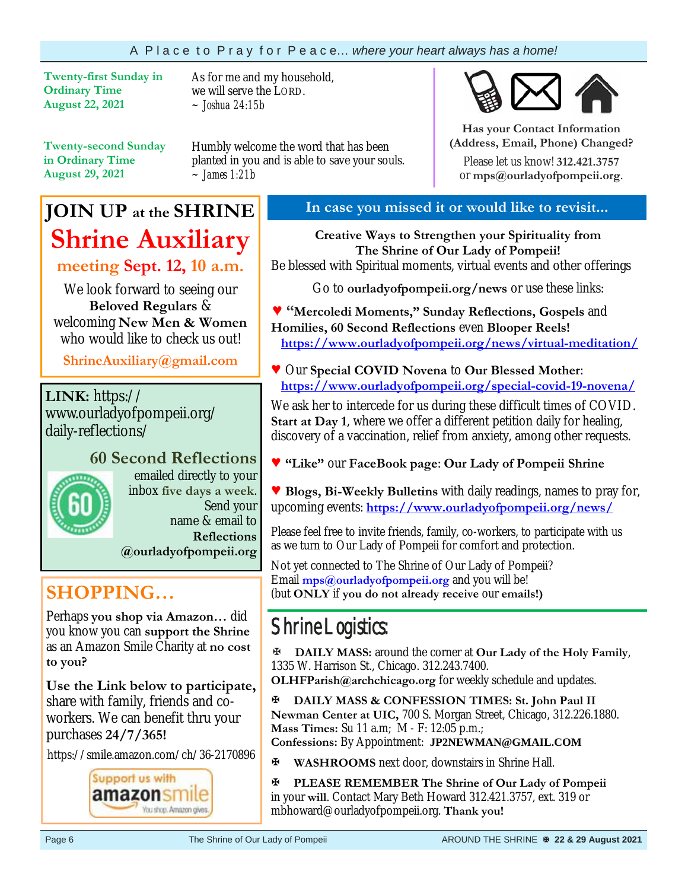**Twenty-first Sunday in Ordinary Time**
**August 22, 2021**

As for me and my household,
we will serve the LORD.
~ *Joshua 24:15b*

**Twenty-second Sunday in Ordinary Time**
**August 29, 2021**

Humbly welcome the word that has been planted in you and is able to save your souls.
~ *James 1:21b*

**Has your Contact Information (Address, Email, Phone) Changed?**

Please let us know! **312.421.3757** or **mps@ourladyofpompeii.org**.

## JOIN UP at the SHRINE

## Shrine Auxiliary

### meeting Sept. 12, 10 a.m.

We look forward to seeing our **Beloved Regulars** & welcoming **New Men & Women** who would like to check us out!

**ShrineAuxiliary@gmail.com**

**LINK:** https://www.ourladyofpompeii.org/daily-reflections/

### 60 Second Reflections

emailed directly to your inbox **five days a week.** Send your name & email to **Reflections @ourladyofpompeii.org**

## SHOPPING…

Perhaps **you shop via Amazon…** did you know you can **support the Shrine** as an Amazon Smile Charity at **no cost to you?**

**Use the Link below to participate,** share with family, friends and co-workers. We can benefit thru your purchases **24/7/365!**

https://smile.amazon.com/ch/36-2170896

Support us with amazonsmile — You shop. Amazon gives.

## In case you missed it or would like to revisit...

**Creative Ways to Strengthen your Spirituality from The Shrine of Our Lady of Pompeii!**
Be blessed with Spiritual moments, virtual events and other offerings

Go to **ourladyofpompeii.org/news** or use these links:

♥ **"Mercoledi Moments," Sunday Reflections, Gospels** and **Homilies, 60 Second Reflections** even **Blooper Reels!**
https://www.ourladyofpompeii.org/news/virtual-meditation/

♥ Our **Special COVID Novena** to **Our Blessed Mother**:
https://www.ourladyofpompeii.org/special-covid-19-novena/

We ask her to intercede for us during these difficult times of COVID. **Start at Day 1**, where we offer a different petition daily for healing, discovery of a vaccination, relief from anxiety, among other requests.

♥ **"Like"** our **FaceBook page**: **Our Lady of Pompeii Shrine**

♥ **Blogs, Bi-Weekly Bulletins** with daily readings, names to pray for, upcoming events: https://www.ourladyofpompeii.org/news/

Please feel free to invite friends, family, co-workers, to participate with us as we turn to Our Lady of Pompeii for comfort and protection.

Not yet connected to The Shrine of Our Lady of Pompeii?
Email **mps@ourladyofpompeii.org** and you will be!
(but **ONLY** if **you do not already receive** our **emails!**)

## Shrine Logistics:

✠ **DAILY MASS:** around the corner at **Our Lady of the Holy Family**, 1335 W. Harrison St., Chicago. 312.243.7400.
**OLHFParish@archchicago.org** for weekly schedule and updates.

✠ **DAILY MASS & CONFESSION TIMES: St. John Paul II Newman Center at UIC,** 700 S. Morgan Street, Chicago, 312.226.1880.
**Mass Times:** Su 11 a.m; M - F: 12:05 p.m.;
**Confessions:** By Appointment: **JP2NEWMAN@GMAIL.COM**

✠ **WASHROOMS** next door, downstairs in Shrine Hall.

✠ **PLEASE REMEMBER The Shrine of Our Lady of Pompeii** in your **will**. Contact Mary Beth Howard 312.421.3757, ext. 319 or mbhoward@ourladyofpompeii.org. **Thank you!**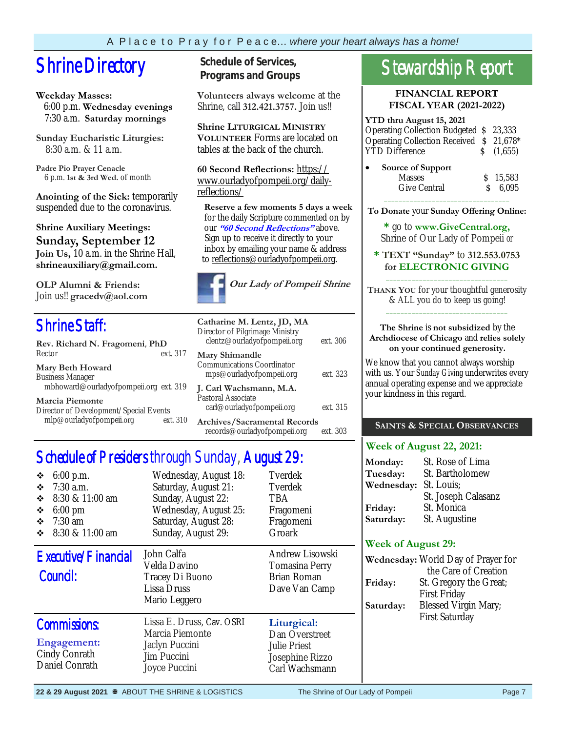A Place to Pray for Peace... *where your heart always has a home!*

# Shrine Directory

**Weekday Masses:**
6:00 p.m. **Wednesday evenings**
7:30 a.m. **Saturday mornings**

**Sunday Eucharistic Liturgies:**
8:30 a.m. & 11 a.m.

**Padre Pio Prayer Cenacle**
6 p.m. **1st & 3rd Wed.** of month

**Anointing of the Sick:** temporarily suspended due to the coronavirus.

**Shrine Auxiliary Meetings:**
**Sunday, September 12**
**Join Us,** 10 a.m. in the Shrine Hall, **shrineauxiliary@gmail.com.**

**OLP Alumni & Friends:**
Join us!! **gracedv@aol.com**

## Schedule of Services, Programs and Groups

**Volunteers always welcome** at the Shrine, call **312.421.3757.** Join us!!

**Shrine Liturgical Ministry Volunteer** Forms are located on tables at the back of the church.

**60 Second Reflections:** https://www.ourladyofpompeii.org/daily-reflections/

**Reserve a few moments 5 days a week** for the daily Scripture commented on by our ***"60 Second Reflections"*** above. Sign up to receive it directly to your inbox by emailing your name & address to reflections@ourladyofpompeii.org.

***Our Lady of Pompeii Shrine***

# Shrine Staff:

**Rev. Richard N. Fragomeni, PhD**
Rector — ext. 317

**Mary Beth Howard**
Business Manager
mbhoward@ourladyofpompeii.org — ext. 319

**Marcia Piemonte**
Director of Development/Special Events
mlp@ourladyofpompeii.org — ext. 310

**Catharine M. Lentz, JD, MA**
Director of Pilgrimage Ministry
clentz@ourladyofpompeii.org — ext. 306

**Mary Shimandle**
Communications Coordinator
mps@ourladyofpompeii.org — ext. 323

**J. Carl Wachsmann, M.A.**
Pastoral Associate
carl@ourladyofpompeii.org — ext. 315

**Archives/Sacramental Records**
records@ourladyofpompeii.org — ext. 303

# Schedule of Presiders through Sunday, August 29:

| Time | Date | Presider |
|---|---|---|
| 6:00 p.m. | Wednesday, August 18: | Tverdek |
| 7:30 a.m. | Saturday, August 21: | Tverdek |
| 8:30 & 11:00 am | Sunday, August 22: | TBA |
| 6:00 pm | Wednesday, August 25: | Fragomeni |
| 7:30 am | Saturday, August 28: | Fragomeni |
| 8:30 & 11:00 am | Sunday, August 29: | Groark |

# Executive/Financial Council:

John Calfa
Velda Davino
Tracey Di Buono
Lissa Druss
Mario Leggero
Andrew Lisowski
Tomasina Perry
Brian Roman
Dave Van Camp

# Commissions:

**Engagement:**
Cindy Conrath
Daniel Conrath
Lissa E. Druss, Cav. OSRI
Marcia Piemonte
Jaclyn Puccini
Jim Puccini
Joyce Puccini

**Liturgical:**
Dan Overstreet
Julie Priest
Josephine Rizzo
Carl Wachsmann

# Stewardship Report

**FINANCIAL REPORT**
**FISCAL YEAR (2021-2022)**

**YTD thru August 15, 2021**

| | |
|---|---|
| Operating Collection Budgeted | $ 23,333 |
| Operating Collection Received | $ 21,678* |
| YTD Difference | $ (1,655) |

- **Source of Support**
  - Masses $ 15,583
  - Give Central $ 6,095

**To Donate** your **Sunday Offering Online:**

\* go to **www.GiveCentral.org,** Shrine of Our Lady of Pompeii or

\* **TEXT "Sunday"** to **312.553.0753 for ELECTRONIC GIVING**

**Thank You** for your thoughtful generosity & ALL you do to keep us going!

**The Shrine** is **not subsidized** by the **Archdiocese of Chicago** and **relies solely on your continued generosity.**

We know that you cannot always worship with us. Your *Sunday Giving* underwrites every annual operating expense and we appreciate your kindness in this regard.

## Saints & Special Observances

### Week of August 22, 2021:

**Monday:** St. Rose of Lima
**Tuesday:** St. Bartholomew
**Wednesday:** St. Louis; St. Joseph Calasanz
**Friday:** St. Monica
**Saturday:** St. Augustine

### Week of August 29:

**Wednesday:** World Day of Prayer for the Care of Creation
**Friday:** St. Gregory the Great; First Friday
**Saturday:** Blessed Virgin Mary; First Saturday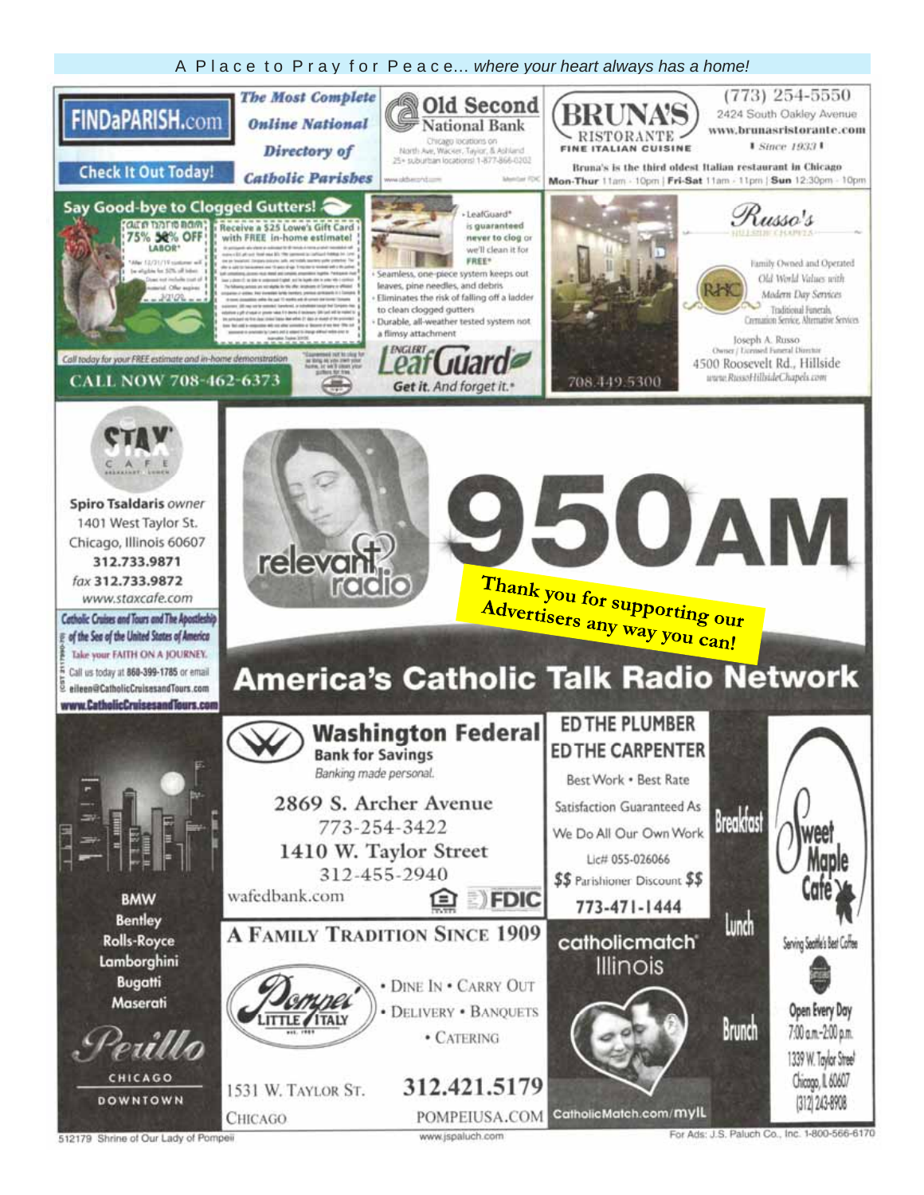A Place to Pray for Peace... *where your heart always has a home!*

**FINDaPARISH.com**

**Check It Out Today!**

*The Most Complete Online National Directory of Catholic Parishes*

**Old Second National Bank**

Chicago locations on North Ave, Wacker, Taylor, & Ashland
25+ suburban locations! 1-877-866-0202
www.oldsecond.com Member FDIC

**BRUNA'S RISTORANTE**
FINE ITALIAN CUISINE

(773) 254-5550
2424 South Oakley Avenue
www.brunasristorante.com
*Since 1933*

Bruna's is the third oldest Italian restaurant in Chicago
**Mon-Thur** 11am - 10pm | **Fri-Sat** 11am - 11pm | **Sun** 12:30pm - 10pm

**Say Good-bye to Clogged Gutters!**

75% OFF LABOR*

Receive a $25 Lowe's Gift Card with FREE in-home estimate!

- LeafGuard® is guaranteed never to clog or we'll clean it for FREE*
- Seamless, one-piece system keeps out leaves, pine needles, and debris
- Eliminates the risk of falling off a ladder to clean clogged gutters
- Durable, all-weather tested system not a flimsy attachment

Call today for your FREE estimate and in-home demonstration

**CALL NOW 708-462-6373**

**LeafGuard** *Get it. And forget it.®*

708.449.5300

**Russo's**
HILLSIDE CHAPELS

Family Owned and Operated
Old World Values with Modern Day Services
Traditional Funerals, Cremation Service, Alternative Services

Joseph A. Russo
Owner / Licensed Funeral Director
4500 Roosevelt Rd., Hillside
www.RussoHillsideChapels.com

**STAX CAFE**
BREAKFAST LUNCH

Spiro Tsaldaris *owner*
1401 West Taylor St.
Chicago, Illinois 60607
**312.733.9871**
*fax* **312.733.9872**
*www.staxcafe.com*

**Catholic Cruises and Tours and The Apostleship of the Sea of the United States of America**
Take your FAITH ON A JOURNEY.
Call us today at 860-399-1785 or email eileen@CatholicCruisesandTours.com
**www.CatholicCruisesandTours.com**

**relevant radio 950AM**

**Thank you for supporting our Advertisers any way you can!**

**America's Catholic Talk Radio Network**

BMW
Bentley
Rolls-Royce
Lamborghini
Bugatti
Maserati

**Perillo**
CHICAGO DOWNTOWN

**Washington Federal**
**Bank for Savings**
*Banking made personal.*

**2869 S. Archer Avenue**
773-254-3422
**1410 W. Taylor Street**
312-455-2940
wafedbank.com

FDIC

**ED THE PLUMBER**
**ED THE CARPENTER**

Best Work • Best Rate
Satisfaction Guaranteed As We Do All Our Own Work
Lic# 055-026066
**$$** Parishioner Discount **$$**
**773-471-1444**

**A FAMILY TRADITION SINCE 1909**

**Pompei** LITTLE ITALY est. 1909

- DINE IN • CARRY OUT
- DELIVERY • BANQUETS
- CATERING

1531 W. TAYLOR ST.
CHICAGO

**312.421.5179**
POMPEIUSA.COM

**catholicmatch® Illinois**
CatholicMatch.com/myIL

**Sweet Maple Cafe**

Breakfast
Lunch
Brunch

Serving Seattle's Best Coffee

Open Every Day
7:00 a.m.-2:00 p.m.
1339 W. Taylor Street
Chicago, IL 60607
(312) 243-8908

512179 Shrine of Our Lady of Pompeii

www.jspaluch.com

For Ads: J.S. Paluch Co., Inc. 1-800-566-6170